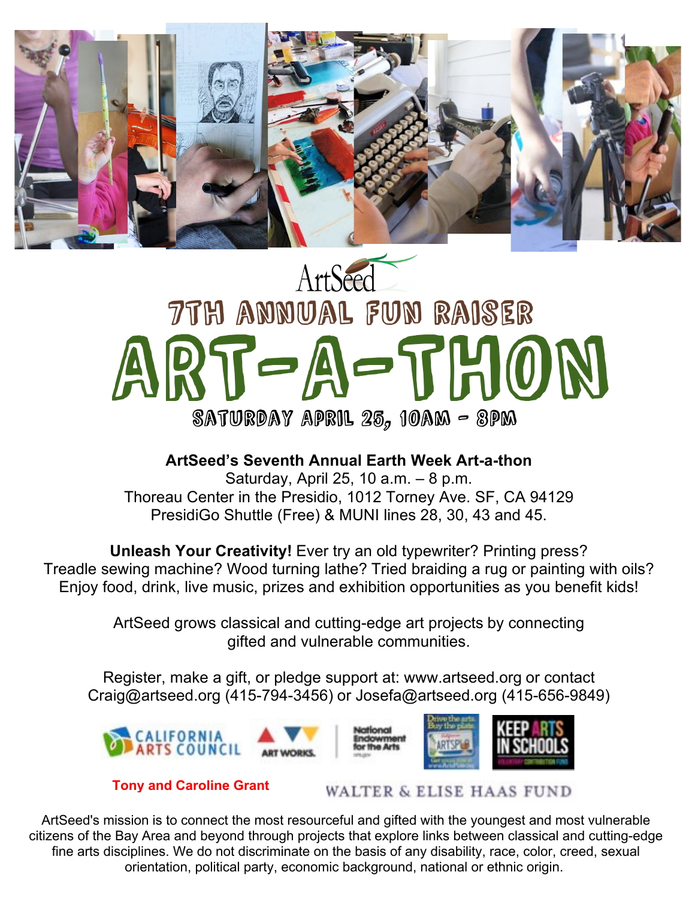ArtSeed

# 7TH ANNUAL FUN RAISER

# ART-A-THON

## SATURDAY APRIL 25, 10AM - 8PM

**ArtSeed's Seventh Annual Earth Week Art-a-thon**
Saturday, April 25, 10 a.m. – 8 p.m.
Thoreau Center in the Presidio, 1012 Torney Ave. SF, CA 94129
PresidiGo Shuttle (Free) & MUNI lines 28, 30, 43 and 45.

**Unleash Your Creativity!** Ever try an old typewriter? Printing press? Treadle sewing machine? Wood turning lathe? Tried braiding a rug or painting with oils? Enjoy food, drink, live music, prizes and exhibition opportunities as you benefit kids!

ArtSeed grows classical and cutting-edge art projects by connecting gifted and vulnerable communities.

Register, make a gift, or pledge support at: www.artseed.org or contact Craig@artseed.org (415-794-3456) or Josefa@artseed.org (415-656-9849)

CALIFORNIA ARTS COUNCIL | ART WORKS. | National Endowment for the Arts | Drive the arts. Buy the plate. | KEEP ARTS IN SCHOOLS

Tony and Caroline Grant

WALTER & ELISE HAAS FUND

ArtSeed's mission is to connect the most resourceful and gifted with the youngest and most vulnerable citizens of the Bay Area and beyond through projects that explore links between classical and cutting-edge fine arts disciplines. We do not discriminate on the basis of any disability, race, color, creed, sexual orientation, political party, economic background, national or ethnic origin.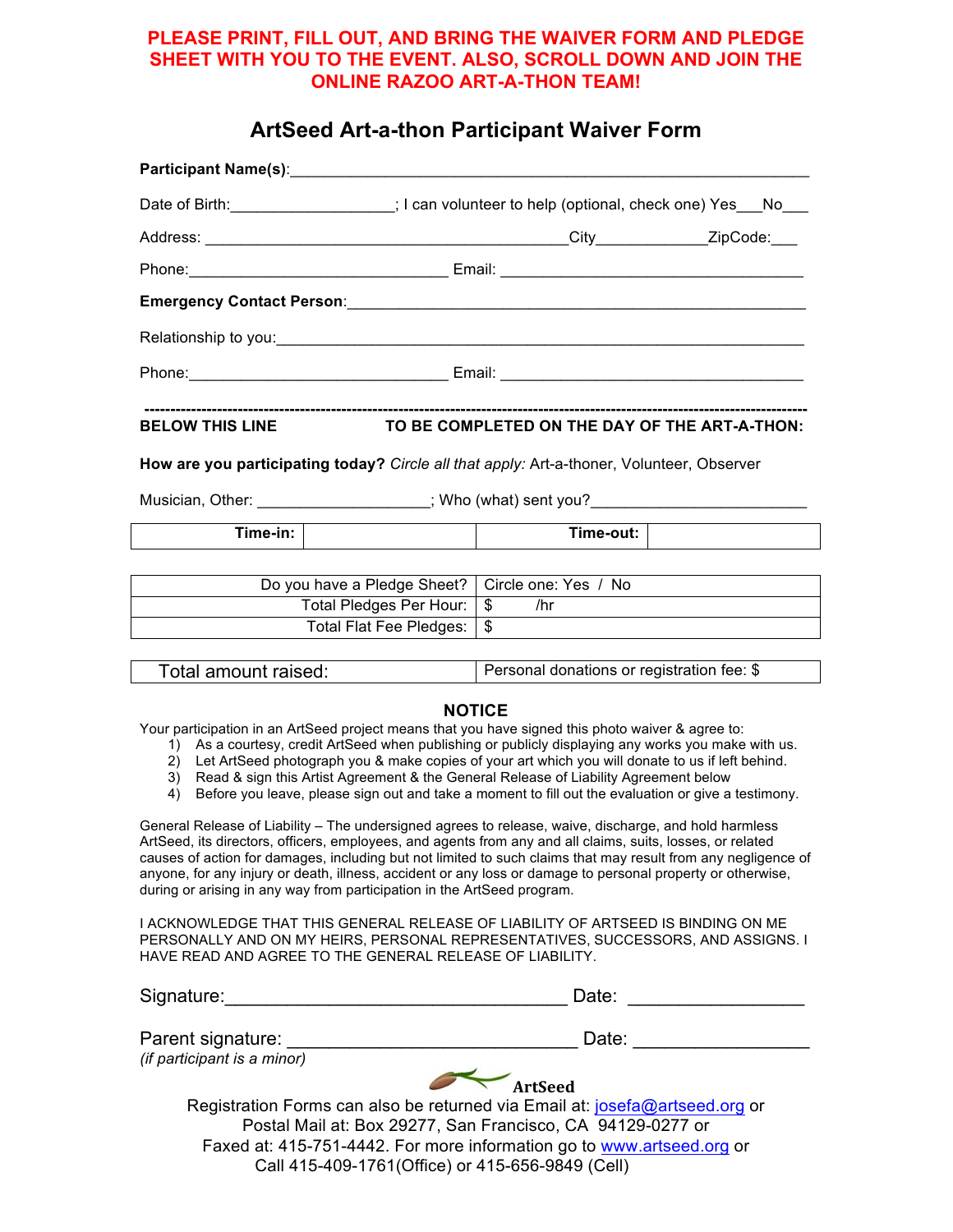**PLEASE PRINT, FILL OUT, AND BRING THE WAIVER FORM AND PLEDGE SHEET WITH YOU TO THE EVENT. ALSO, SCROLL DOWN AND JOIN THE ONLINE RAZOO ART-A-THON TEAM!**

## ArtSeed Art-a-thon Participant Waiver Form

**Participant Name(s)**:_______________________________________________________________

Date of Birth:__________________; I can volunteer to help (optional, check one) Yes___No___

Address: ________________________________________City____________ZipCode:___

Phone:____________________________ Email: _________________________________

**Emergency Contact Person**:___________________________________________________

Relationship to you:___________________________________________________________

Phone:____________________________ Email: _________________________________

-----------------------------------------------------------------------------------------------------------------------

**BELOW THIS LINE TO BE COMPLETED ON THE DAY OF THE ART-A-THON:**

**How are you participating today?** *Circle all that apply:* Art-a-thoner, Volunteer, Observer

Musician, Other: ___________________; Who (what) sent you?_______________________

| Time-in: | | Time-out: | |
|---|---|---|---|

| Do you have a Pledge Sheet? | Circle one: Yes / No |
|---|---|
| Total Pledges Per Hour: | $ /hr |
| Total Flat Fee Pledges: | $ |

| Total amount raised: | Personal donations or registration fee: $ |
|---|---|

### NOTICE

Your participation in an ArtSeed project means that you have signed this photo waiver & agree to:

1) As a courtesy, credit ArtSeed when publishing or publicly displaying any works you make with us.
2) Let ArtSeed photograph you & make copies of your art which you will donate to us if left behind.
3) Read & sign this Artist Agreement & the General Release of Liability Agreement below
4) Before you leave, please sign out and take a moment to fill out the evaluation or give a testimony.

General Release of Liability – The undersigned agrees to release, waive, discharge, and hold harmless ArtSeed, its directors, officers, employees, and agents from any and all claims, suits, losses, or related causes of action for damages, including but not limited to such claims that may result from any negligence of anyone, for any injury or death, illness, accident or any loss or damage to personal property or otherwise, during or arising in any way from participation in the ArtSeed program.

I ACKNOWLEDGE THAT THIS GENERAL RELEASE OF LIABILITY OF ARTSEED IS BINDING ON ME PERSONALLY AND ON MY HEIRS, PERSONAL REPRESENTATIVES, SUCCESSORS, AND ASSIGNS. I HAVE READ AND AGREE TO THE GENERAL RELEASE OF LIABILITY.

Signature:________________________________ Date: _________________

Parent signature: ____________________________ Date: _________________
*(if participant is a minor)*

**ArtSeed**

Registration Forms can also be returned via Email at: josefa@artseed.org or
Postal Mail at: Box 29277, San Francisco, CA 94129-0277 or
Faxed at: 415-751-4442. For more information go to www.artseed.org or
Call 415-409-1761(Office) or 415-656-9849 (Cell)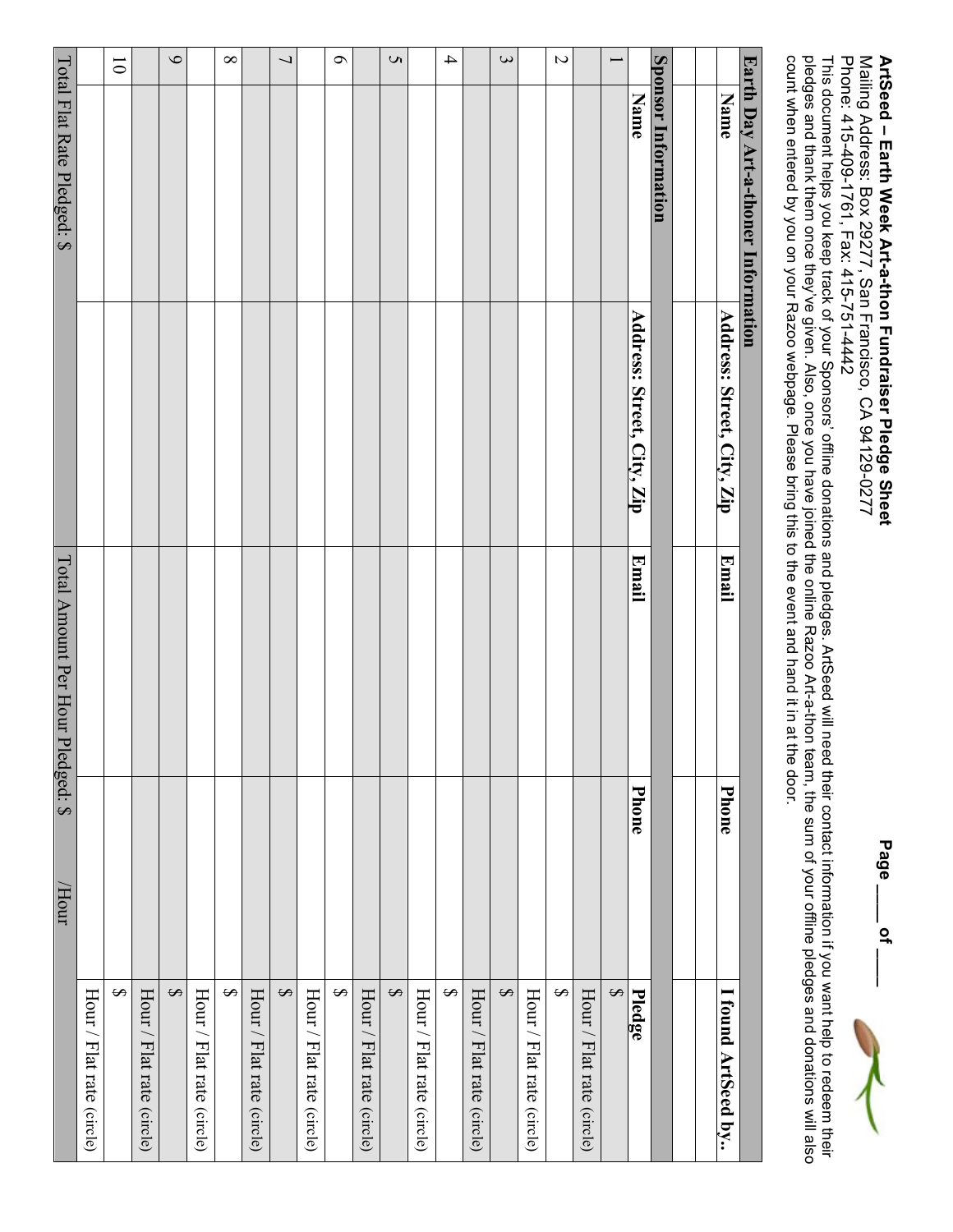**ArtSeed – Earth Week Art-a-thon Fundraiser Pledge Sheet**

Page \_\_\_\_ of \_\_\_\_

Mailing Address: Box 29277, San Francisco, CA 94129-0277
Phone: 415-409-1761, Fax: 415-751-4442

This document helps you keep track of your Sponsors' offline donations and pledges. ArtSeed will need their contact information if you want help to redeem their pledges and thank them once they've given. Also, once you have joined the online Razoo Art-a-thon team, the sum of your offline pledges and donations will also count when entered by you on your Razoo webpage. Please bring this to the event and hand it in at the door.

| Earth Day Art-a-thoner Information | | | | |
|---|---|---|---|---|
| **Name** | **Address: Street, City, Zip** | **Email** | **Phone** | **I found ArtSeed by..** |
| | | | | |

| Sponsor Information | | | | |
|---|---|---|---|---|
| | **Name** | **Address: Street, City, Zip** | **Email** | **Phone** | **Pledge** |
| 1 | | | | | $ |
| | | | | | Hour / Flat rate (circle) |
| 2 | | | | | $ |
| | | | | | Hour / Flat rate (circle) |
| 3 | | | | | $ |
| | | | | | Hour / Flat rate (circle) |
| 4 | | | | | $ |
| | | | | | Hour / Flat rate (circle) |
| 5 | | | | | $ |
| | | | | | Hour / Flat rate (circle) |
| 6 | | | | | $ |
| | | | | | Hour / Flat rate (circle) |
| 7 | | | | | $ |
| | | | | | Hour / Flat rate (circle) |
| 8 | | | | | $ |
| | | | | | Hour / Flat rate (circle) |
| 9 | | | | | $ |
| | | | | | Hour / Flat rate (circle) |
| 10 | | | | | $ |
| | | | | | Hour / Flat rate (circle) |

Total Flat Rate Pledged: $ &nbsp;&nbsp;&nbsp;&nbsp; Total Amount Per Hour Pledged: $ &nbsp;&nbsp;&nbsp;&nbsp; /Hour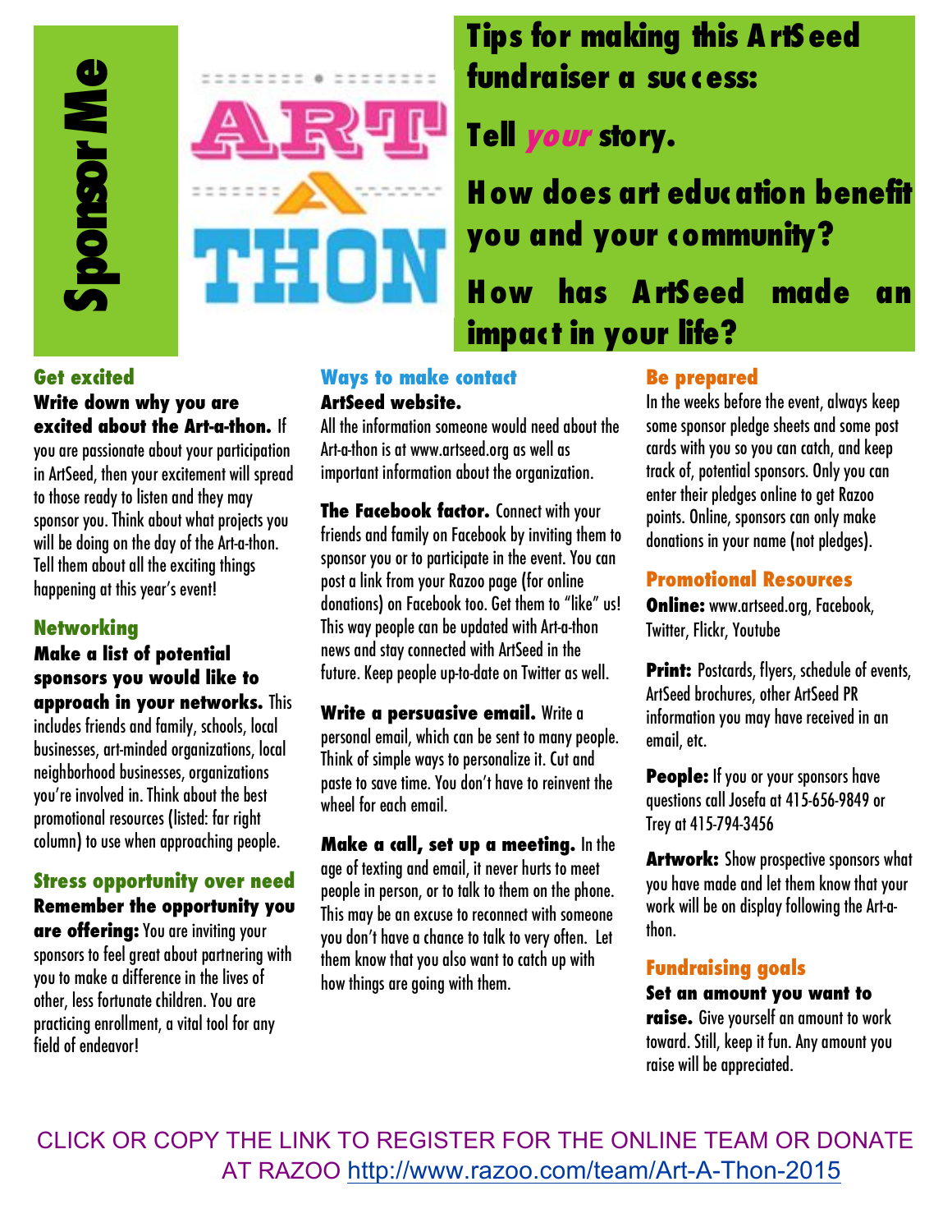# Sponsor Me

# ART A THON

## Tips for making this ArtSeed fundraiser a success:

**Tell *your* story.**

**How does art education benefit you and your community?**

**How has ArtSeed made an impact in your life?**

### Get excited

**Write down why you are excited about the Art-a-thon.** If you are passionate about your participation in ArtSeed, then your excitement will spread to those ready to listen and they may sponsor you. Think about what projects you will be doing on the day of the Art-a-thon. Tell them about all the exciting things happening at this year's event!

### Networking

**Make a list of potential sponsors you would like to approach in your networks.** This includes friends and family, schools, local businesses, art-minded organizations, local neighborhood businesses, organizations you're involved in. Think about the best promotional resources (listed: far right column) to use when approaching people.

### Stress opportunity over need

**Remember the opportunity you are offering:** You are inviting your sponsors to feel great about partnering with you to make a difference in the lives of other, less fortunate children. You are practicing enrollment, a vital tool for any field of endeavor!

### Ways to make contact

**ArtSeed website.**
All the information someone would need about the Art-a-thon is at www.artseed.org as well as important information about the organization.

**The Facebook factor.** Connect with your friends and family on Facebook by inviting them to sponsor you or to participate in the event. You can post a link from your Razoo page (for online donations) on Facebook too. Get them to "like" us! This way people can be updated with Art-a-thon news and stay connected with ArtSeed in the future. Keep people up-to-date on Twitter as well.

**Write a persuasive email.** Write a personal email, which can be sent to many people. Think of simple ways to personalize it. Cut and paste to save time. You don't have to reinvent the wheel for each email.

**Make a call, set up a meeting.** In the age of texting and email, it never hurts to meet people in person, or to talk to them on the phone. This may be an excuse to reconnect with someone you don't have a chance to talk to very often. Let them know that you also want to catch up with how things are going with them.

### Be prepared

In the weeks before the event, always keep some sponsor pledge sheets and some post cards with you so you can catch, and keep track of, potential sponsors. Only you can enter their pledges online to get Razoo points. Online, sponsors can only make donations in your name (not pledges).

### Promotional Resources

**Online:** www.artseed.org, Facebook, Twitter, Flickr, Youtube

**Print:** Postcards, flyers, schedule of events, ArtSeed brochures, other ArtSeed PR information you may have received in an email, etc.

**People:** If you or your sponsors have questions call Josefa at 415-656-9849 or Trey at 415-794-3456

**Artwork:** Show prospective sponsors what you have made and let them know that your work will be on display following the Art-a-thon.

### Fundraising goals

**Set an amount you want to raise.** Give yourself an amount to work toward. Still, keep it fun. Any amount you raise will be appreciated.

CLICK OR COPY THE LINK TO REGISTER FOR THE ONLINE TEAM OR DONATE AT RAZOO http://www.razoo.com/team/Art-A-Thon-2015